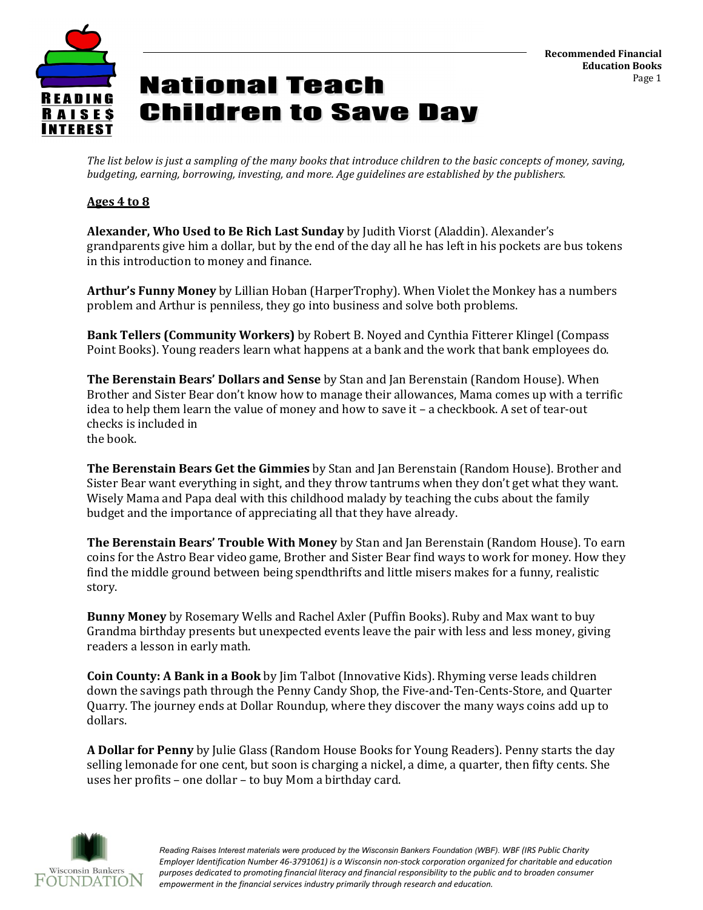# National Teach Children to Save Day

**Recommended Financial Education Books**

*The list below is just a sampling of the many books that introduce children to the basic concepts of money, saving, budgeting, earning, borrowing, investing, and more. Age guidelines are established by the publishers.*

## Ages 4 to 8

**Alexander, Who Used to Be Rich Last Sunday** by Judith Viorst (Aladdin). Alexander's grandparents give him a dollar, but by the end of the day all he has left in his pockets are bus tokens in this introduction to money and finance.

**Arthur's Funny Money** by Lillian Hoban (HarperTrophy). When Violet the Monkey has a numbers problem and Arthur is penniless, they go into business and solve both problems.

**Bank Tellers (Community Workers)** by Robert B. Noyed and Cynthia Fitterer Klingel (Compass Point Books). Young readers learn what happens at a bank and the work that bank employees do.

**The Berenstain Bears' Dollars and Sense** by Stan and Jan Berenstain (Random House). When Brother and Sister Bear don't know how to manage their allowances, Mama comes up with a terrific idea to help them learn the value of money and how to save it – a checkbook. A set of tear-out checks is included in the book.

**The Berenstain Bears Get the Gimmies** by Stan and Jan Berenstain (Random House). Brother and Sister Bear want everything in sight, and they throw tantrums when they don't get what they want. Wisely Mama and Papa deal with this childhood malady by teaching the cubs about the family budget and the importance of appreciating all that they have already.

**The Berenstain Bears' Trouble With Money** by Stan and Jan Berenstain (Random House). To earn coins for the Astro Bear video game, Brother and Sister Bear find ways to work for money. How they find the middle ground between being spendthrifts and little misers makes for a funny, realistic story.

**Bunny Money** by Rosemary Wells and Rachel Axler (Puffin Books). Ruby and Max want to buy Grandma birthday presents but unexpected events leave the pair with less and less money, giving readers a lesson in early math.

**Coin County: A Bank in a Book** by Jim Talbot (Innovative Kids). Rhyming verse leads children down the savings path through the Penny Candy Shop, the Five-and-Ten-Cents-Store, and Quarter Quarry. The journey ends at Dollar Roundup, where they discover the many ways coins add up to dollars.

**A Dollar for Penny** by Julie Glass (Random House Books for Young Readers). Penny starts the day selling lemonade for one cent, but soon is charging a nickel, a dime, a quarter, then fifty cents. She uses her profits – one dollar – to buy Mom a birthday card.

*Reading Raises Interest materials were produced by the Wisconsin Bankers Foundation (WBF). WBF (IRS Public Charity Employer Identification Number 46-3791061) is a Wisconsin non-stock corporation organized for charitable and education purposes dedicated to promoting financial literacy and financial responsibility to the public and to broaden consumer empowerment in the financial services industry primarily through research and education.*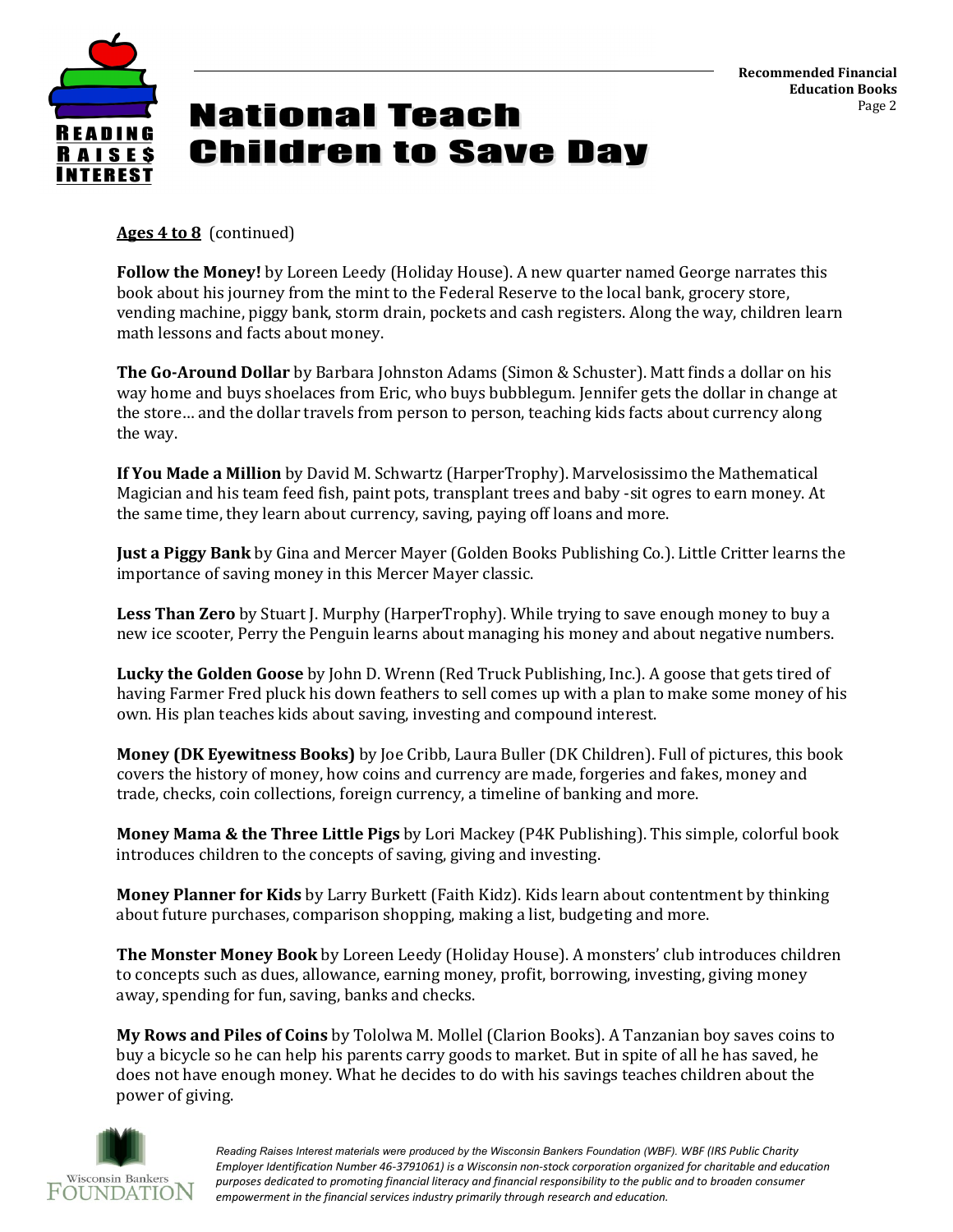# National Teach Children to Save Day

**Ages 4 to 8** (continued)

**Follow the Money!** by Loreen Leedy (Holiday House). A new quarter named George narrates this book about his journey from the mint to the Federal Reserve to the local bank, grocery store, vending machine, piggy bank, storm drain, pockets and cash registers. Along the way, children learn math lessons and facts about money.

**The Go-Around Dollar** by Barbara Johnston Adams (Simon & Schuster). Matt finds a dollar on his way home and buys shoelaces from Eric, who buys bubblegum. Jennifer gets the dollar in change at the store… and the dollar travels from person to person, teaching kids facts about currency along the way.

**If You Made a Million** by David M. Schwartz (HarperTrophy). Marvelosissimo the Mathematical Magician and his team feed fish, paint pots, transplant trees and baby -sit ogres to earn money. At the same time, they learn about currency, saving, paying off loans and more.

**Just a Piggy Bank** by Gina and Mercer Mayer (Golden Books Publishing Co.). Little Critter learns the importance of saving money in this Mercer Mayer classic.

**Less Than Zero** by Stuart J. Murphy (HarperTrophy). While trying to save enough money to buy a new ice scooter, Perry the Penguin learns about managing his money and about negative numbers.

**Lucky the Golden Goose** by John D. Wrenn (Red Truck Publishing, Inc.). A goose that gets tired of having Farmer Fred pluck his down feathers to sell comes up with a plan to make some money of his own. His plan teaches kids about saving, investing and compound interest.

**Money (DK Eyewitness Books)** by Joe Cribb, Laura Buller (DK Children). Full of pictures, this book covers the history of money, how coins and currency are made, forgeries and fakes, money and trade, checks, coin collections, foreign currency, a timeline of banking and more.

**Money Mama & the Three Little Pigs** by Lori Mackey (P4K Publishing). This simple, colorful book introduces children to the concepts of saving, giving and investing.

**Money Planner for Kids** by Larry Burkett (Faith Kidz). Kids learn about contentment by thinking about future purchases, comparison shopping, making a list, budgeting and more.

**The Monster Money Book** by Loreen Leedy (Holiday House). A monsters' club introduces children to concepts such as dues, allowance, earning money, profit, borrowing, investing, giving money away, spending for fun, saving, banks and checks.

**My Rows and Piles of Coins** by Tololwa M. Mollel (Clarion Books). A Tanzanian boy saves coins to buy a bicycle so he can help his parents carry goods to market. But in spite of all he has saved, he does not have enough money. What he decides to do with his savings teaches children about the power of giving.

*Reading Raises Interest materials were produced by the Wisconsin Bankers Foundation (WBF). WBF (IRS Public Charity Employer Identification Number 46-3791061) is a Wisconsin non-stock corporation organized for charitable and education purposes dedicated to promoting financial literacy and financial responsibility to the public and to broaden consumer empowerment in the financial services industry primarily through research and education.*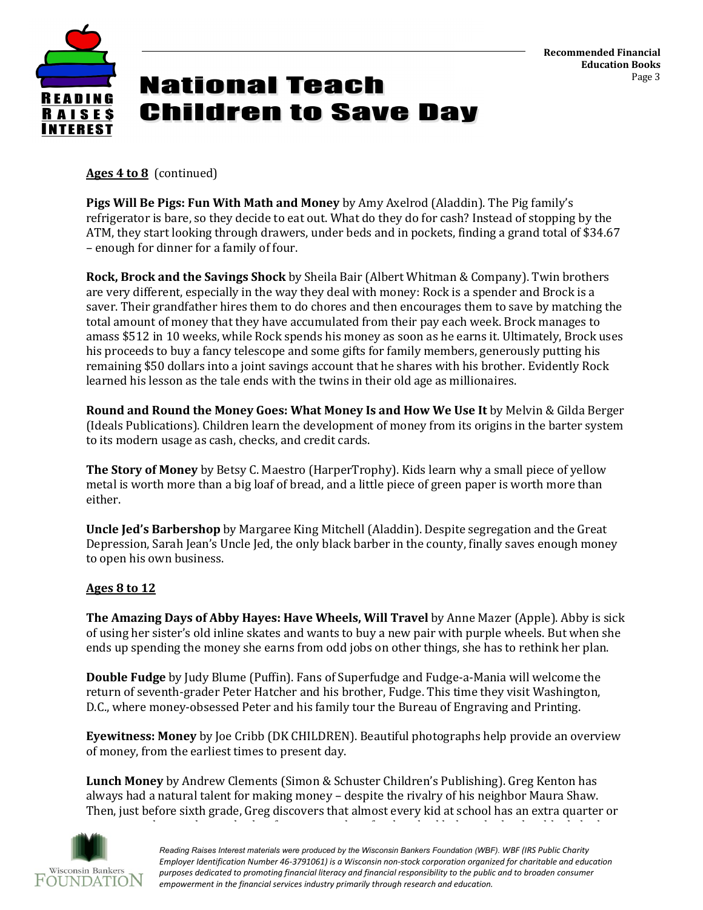# National Teach Children to Save Day

**Ages 4 to 8** (continued)

**Pigs Will Be Pigs: Fun With Math and Money** by Amy Axelrod (Aladdin). The Pig family's refrigerator is bare, so they decide to eat out. What do they do for cash? Instead of stopping by the ATM, they start looking through drawers, under beds and in pockets, finding a grand total of $34.67 – enough for dinner for a family of four.

**Rock, Brock and the Savings Shock** by Sheila Bair (Albert Whitman & Company). Twin brothers are very different, especially in the way they deal with money: Rock is a spender and Brock is a saver. Their grandfather hires them to do chores and then encourages them to save by matching the total amount of money that they have accumulated from their pay each week. Brock manages to amass $512 in 10 weeks, while Rock spends his money as soon as he earns it. Ultimately, Brock uses his proceeds to buy a fancy telescope and some gifts for family members, generously putting his remaining $50 dollars into a joint savings account that he shares with his brother. Evidently Rock learned his lesson as the tale ends with the twins in their old age as millionaires.

**Round and Round the Money Goes: What Money Is and How We Use It** by Melvin & Gilda Berger (Ideals Publications). Children learn the development of money from its origins in the barter system to its modern usage as cash, checks, and credit cards.

**The Story of Money** by Betsy C. Maestro (HarperTrophy). Kids learn why a small piece of yellow metal is worth more than a big loaf of bread, and a little piece of green paper is worth more than either.

**Uncle Jed's Barbershop** by Margaree King Mitchell (Aladdin). Despite segregation and the Great Depression, Sarah Jean's Uncle Jed, the only black barber in the county, finally saves enough money to open his own business.

**Ages 8 to 12**

**The Amazing Days of Abby Hayes: Have Wheels, Will Travel** by Anne Mazer (Apple). Abby is sick of using her sister's old inline skates and wants to buy a new pair with purple wheels. But when she ends up spending the money she earns from odd jobs on other things, she has to rethink her plan.

**Double Fudge** by Judy Blume (Puffin). Fans of Superfudge and Fudge-a-Mania will welcome the return of seventh-grader Peter Hatcher and his brother, Fudge. This time they visit Washington, D.C., where money-obsessed Peter and his family tour the Bureau of Engraving and Printing.

**Eyewitness: Money** by Joe Cribb (DK CHILDREN). Beautiful photographs help provide an overview of money, from the earliest times to present day.

**Lunch Money** by Andrew Clements (Simon & Schuster Children's Publishing). Greg Kenton has always had a natural talent for making money – despite the rivalry of his neighbor Maura Shaw. Then, just before sixth grade, Greg discovers that almost every kid at school has an extra quarter or

*Reading Raises Interest materials were produced by the Wisconsin Bankers Foundation (WBF). WBF (IRS Public Charity Employer Identification Number 46-3791061) is a Wisconsin non-stock corporation organized for charitable and education purposes dedicated to promoting financial literacy and financial responsibility to the public and to broaden consumer empowerment in the financial services industry primarily through research and education.*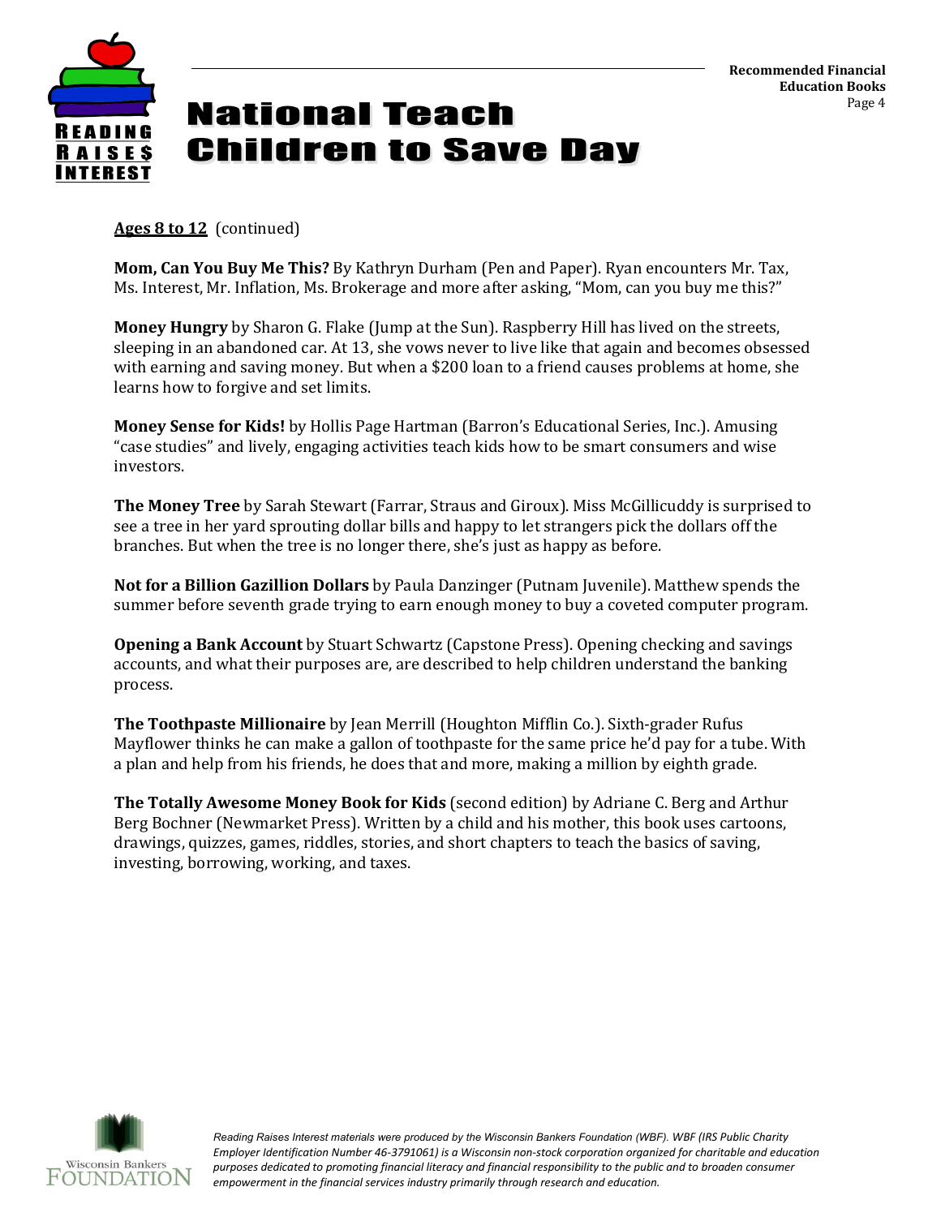**Ages 8 to 12** (continued)

**Mom, Can You Buy Me This?** By Kathryn Durham (Pen and Paper). Ryan encounters Mr. Tax, Ms. Interest, Mr. Inflation, Ms. Brokerage and more after asking, "Mom, can you buy me this?"

**Money Hungry** by Sharon G. Flake (Jump at the Sun). Raspberry Hill has lived on the streets, sleeping in an abandoned car. At 13, she vows never to live like that again and becomes obsessed with earning and saving money. But when a $200 loan to a friend causes problems at home, she learns how to forgive and set limits.

**Money Sense for Kids!** by Hollis Page Hartman (Barron's Educational Series, Inc.). Amusing "case studies" and lively, engaging activities teach kids how to be smart consumers and wise investors.

**The Money Tree** by Sarah Stewart (Farrar, Straus and Giroux). Miss McGillicuddy is surprised to see a tree in her yard sprouting dollar bills and happy to let strangers pick the dollars off the branches. But when the tree is no longer there, she's just as happy as before.

**Not for a Billion Gazillion Dollars** by Paula Danzinger (Putnam Juvenile). Matthew spends the summer before seventh grade trying to earn enough money to buy a coveted computer program.

**Opening a Bank Account** by Stuart Schwartz (Capstone Press). Opening checking and savings accounts, and what their purposes are, are described to help children understand the banking process.

**The Toothpaste Millionaire** by Jean Merrill (Houghton Mifflin Co.). Sixth-grader Rufus Mayflower thinks he can make a gallon of toothpaste for the same price he'd pay for a tube. With a plan and help from his friends, he does that and more, making a million by eighth grade.

**The Totally Awesome Money Book for Kids** (second edition) by Adriane C. Berg and Arthur Berg Bochner (Newmarket Press). Written by a child and his mother, this book uses cartoons, drawings, quizzes, games, riddles, stories, and short chapters to teach the basics of saving, investing, borrowing, working, and taxes.

*Reading Raises Interest materials were produced by the Wisconsin Bankers Foundation (WBF). WBF (IRS Public Charity Employer Identification Number 46-3791061) is a Wisconsin non-stock corporation organized for charitable and education purposes dedicated to promoting financial literacy and financial responsibility to the public and to broaden consumer empowerment in the financial services industry primarily through research and education.*